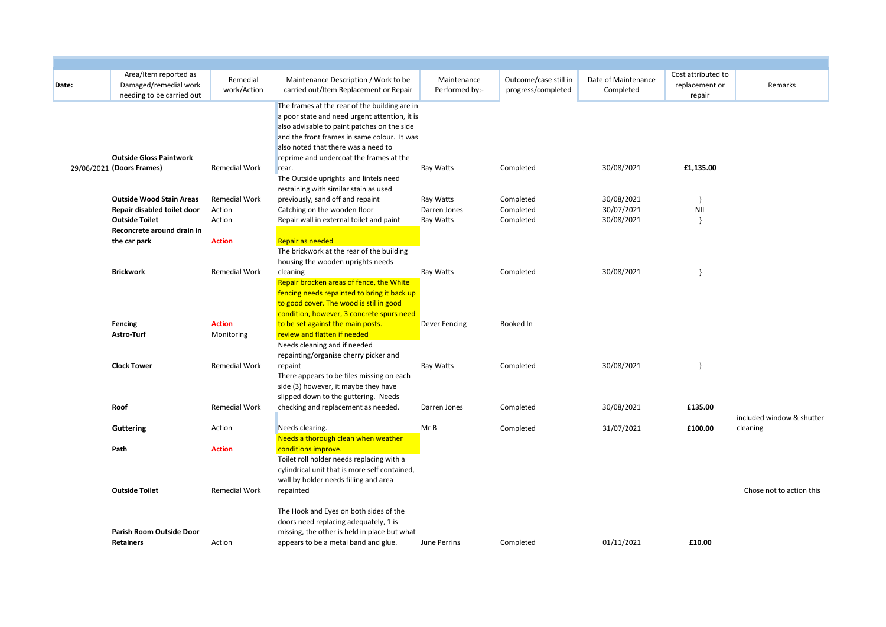| Date: | Area/Item reported as Damaged/remedial work needing to be carried out | Remedial work/Action | Maintenance Description / Work to be carried out/Item Replacement or Repair | Maintenance Performed by:- | Outcome/case still in progress/completed | Date of Maintenance Completed | Cost attributed to replacement or repair | Remarks |
|---|---|---|---|---|---|---|---|---|
| 29/06/2021 | **Outside Gloss Paintwork (Doors Frames)** | Remedial Work | The frames at the rear of the building are in a poor state and need urgent attention, it is also advisable to paint patches on the side and the front frames in same colour. It was also noted that there was a need to reprime and undercoat the frames at the rear. | Ray Watts | Completed | 30/08/2021 | **£1,135.00** | |
| | **Outside Wood Stain Areas** | Remedial Work | The Outside uprights and lintels need restaining with similar stain as used previously, sand off and repaint | Ray Watts | Completed | 30/08/2021 | } | |
| | **Repair disabled toilet door** | Action | Catching on the wooden floor | Darren Jones | Completed | 30/07/2021 | NIL | |
| | **Outside Toilet** | Action | Repair wall in external toilet and paint | Ray Watts | Completed | 30/08/2021 | } | |
| | **Reconcrete around drain in the car park** | **Action** | Repair as needed | | | | | |
| | **Brickwork** | Remedial Work | The brickwork at the rear of the building housing the wooden uprights needs cleaning | Ray Watts | Completed | 30/08/2021 | } | |
| | **Fencing** | **Action** | Repair brocken areas of fence, the White fencing needs repainted to bring it back up to good cover. The wood is stil in good condition, however, 3 concrete spurs need to be set against the main posts. | Dever Fencing | Booked In | | | |
| | **Astro-Turf** | Monitoring | review and flatten if needed | | | | | |
| | **Clock Tower** | Remedial Work | Needs cleaning and if needed repainting/organise cherry picker and repaint | Ray Watts | Completed | 30/08/2021 | } | |
| | **Roof** | Remedial Work | There appears to be tiles missing on each side (3) however, it maybe they have slipped down to the guttering. Needs checking and replacement as needed. | Darren Jones | Completed | 30/08/2021 | **£135.00** | |
| | **Guttering** | Action | Needs clearing. | Mr B | Completed | 31/07/2021 | **£100.00** | included window & shutter cleaning |
| | **Path** | **Action** | Needs a thorough clean when weather conditions improve. | | | | | |
| | **Outside Toilet** | Remedial Work | Toilet roll holder needs replacing with a cylindrical unit that is more self contained, wall by holder needs filling and area repainted | | | | | Chose not to action this |
| | **Parish Room Outside Door Retainers** | Action | The Hook and Eyes on both sides of the doors need replacing adequately, 1 is missing, the other is held in place but what appears to be a metal band and glue. | June Perrins | Completed | 01/11/2021 | **£10.00** | |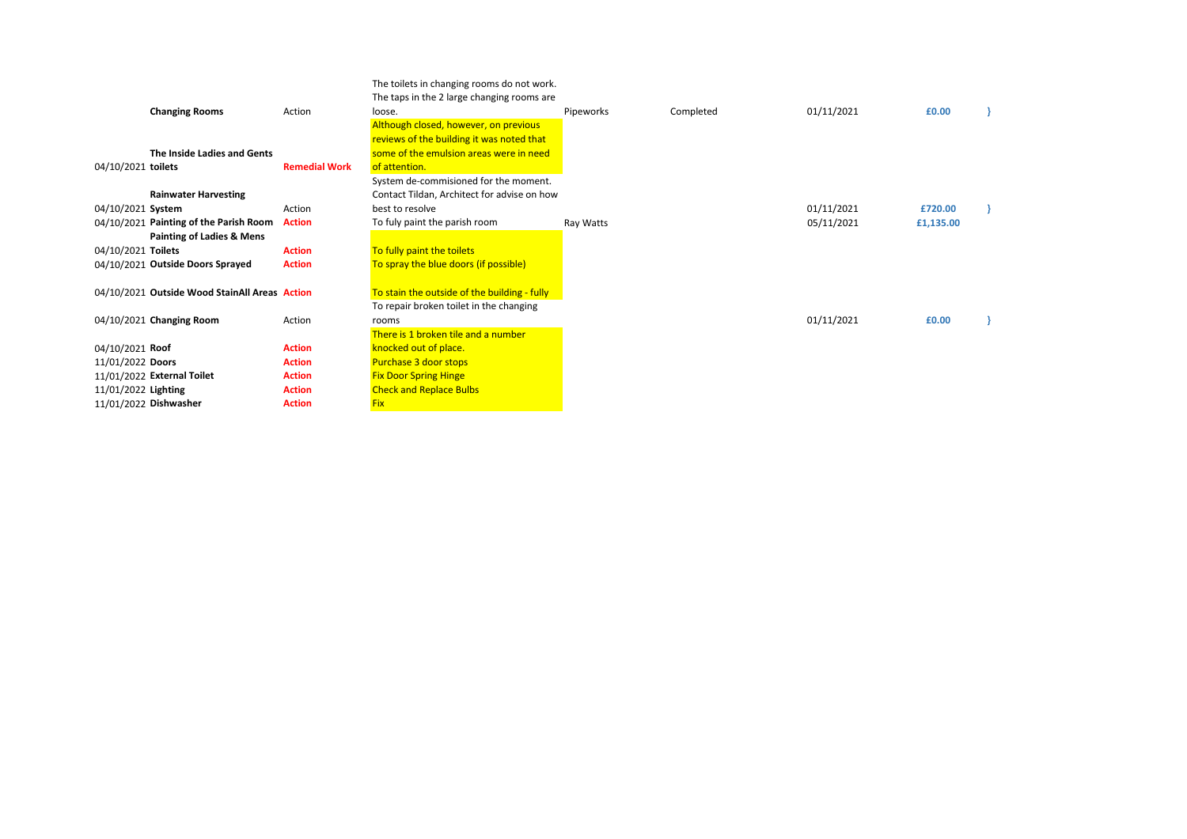| | | | | | | | | |
|---|---|---|---|---|---|---|---|---|
| | **Changing Rooms** | Action | The toilets in changing rooms do not work. The taps in the 2 large changing rooms are loose. | Pipeworks | Completed | 01/11/2021 | **£0.00** | **}** |
| 04/10/2021 | **The Inside Ladies and Gents toilets** | **Remedial Work** | Although closed, however, on previous reviews of the building it was noted that some of the emulsion areas were in need of attention. | | | | | |
| 04/10/2021 | **Rainwater Harvesting System** | Action | System de-commisioned for the moment. Contact Tildan, Architect for advise on how best to resolve | | | 01/11/2021 | **£720.00** | **}** |
| 04/10/2021 | **Painting of the Parish Room** | **Action** | To fuly paint the parish room | Ray Watts | | 05/11/2021 | **£1,135.00** | |
| 04/10/2021 | **Painting of Ladies & Mens Toilets** | **Action** | To fully paint the toilets | | | | | |
| 04/10/2021 | **Outside Doors Sprayed** | **Action** | To spray the blue doors (if possible) | | | | | |
| 04/10/2021 | **Outside Wood StainAll Areas** | **Action** | To stain the outside of the building - fully | | | | | |
| 04/10/2021 | **Changing Room** | Action | To repair broken toilet in the changing rooms | | | 01/11/2021 | **£0.00** | **}** |
| 04/10/2021 | **Roof** | **Action** | There is 1 broken tile and a number knocked out of place. | | | | | |
| 11/01/2022 | **Doors** | **Action** | Purchase 3 door stops | | | | | |
| 11/01/2022 | **External Toilet** | **Action** | Fix Door Spring Hinge | | | | | |
| 11/01/2022 | **Lighting** | **Action** | Check and Replace Bulbs | | | | | |
| 11/01/2022 | **Dishwasher** | **Action** | Fix | | | | | |